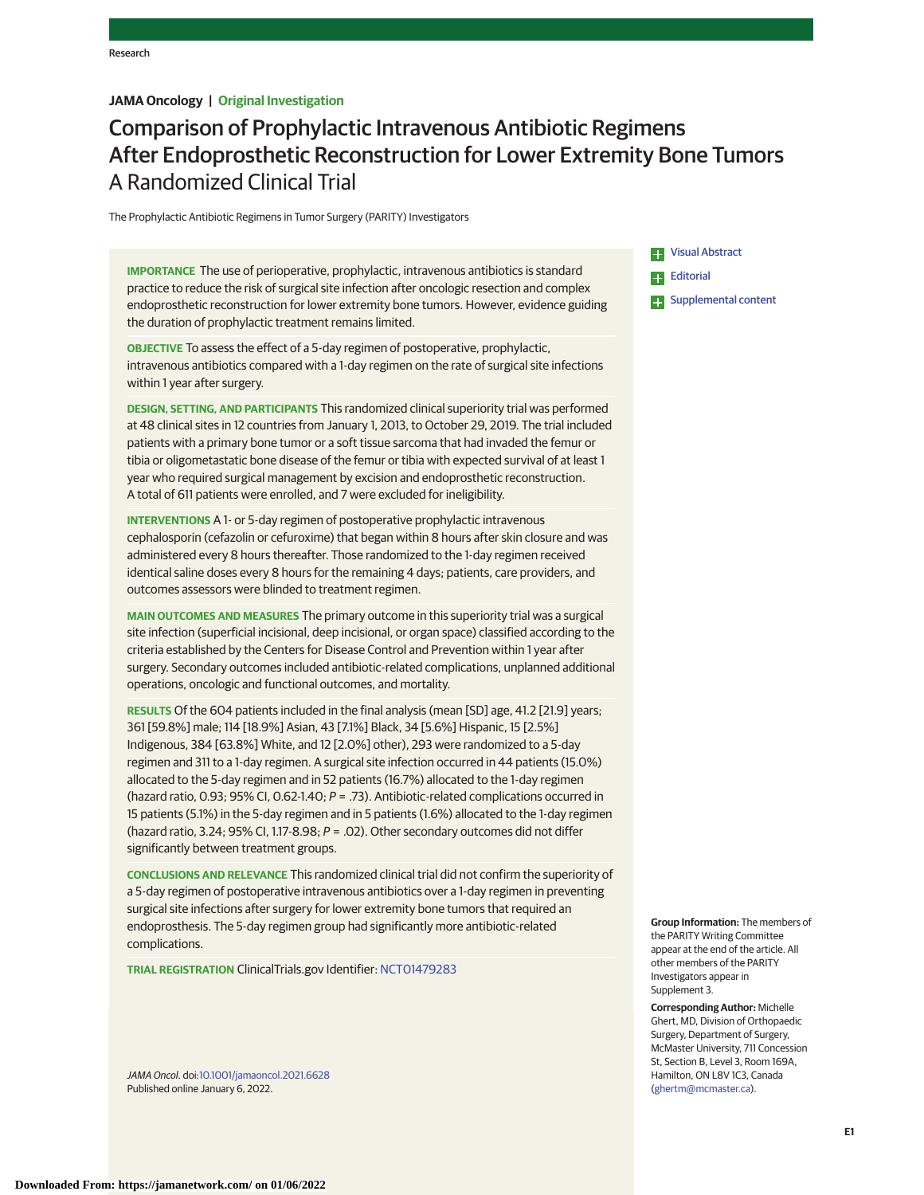Research

**JAMA Oncology | Original Investigation**

# Comparison of Prophylactic Intravenous Antibiotic Regimens After Endoprosthetic Reconstruction for Lower Extremity Bone Tumors
## A Randomized Clinical Trial

The Prophylactic Antibiotic Regimens in Tumor Surgery (PARITY) Investigators

Visual Abstract

Editorial

Supplemental content

**IMPORTANCE** The use of perioperative, prophylactic, intravenous antibiotics is standard practice to reduce the risk of surgical site infection after oncologic resection and complex endoprosthetic reconstruction for lower extremity bone tumors. However, evidence guiding the duration of prophylactic treatment remains limited.

**OBJECTIVE** To assess the effect of a 5-day regimen of postoperative, prophylactic, intravenous antibiotics compared with a 1-day regimen on the rate of surgical site infections within 1 year after surgery.

**DESIGN, SETTING, AND PARTICIPANTS** This randomized clinical superiority trial was performed at 48 clinical sites in 12 countries from January 1, 2013, to October 29, 2019. The trial included patients with a primary bone tumor or a soft tissue sarcoma that had invaded the femur or tibia or oligometastatic bone disease of the femur or tibia with expected survival of at least 1 year who required surgical management by excision and endoprosthetic reconstruction. A total of 611 patients were enrolled, and 7 were excluded for ineligibility.

**INTERVENTIONS** A 1- or 5-day regimen of postoperative prophylactic intravenous cephalosporin (cefazolin or cefuroxime) that began within 8 hours after skin closure and was administered every 8 hours thereafter. Those randomized to the 1-day regimen received identical saline doses every 8 hours for the remaining 4 days; patients, care providers, and outcomes assessors were blinded to treatment regimen.

**MAIN OUTCOMES AND MEASURES** The primary outcome in this superiority trial was a surgical site infection (superficial incisional, deep incisional, or organ space) classified according to the criteria established by the Centers for Disease Control and Prevention within 1 year after surgery. Secondary outcomes included antibiotic-related complications, unplanned additional operations, oncologic and functional outcomes, and mortality.

**RESULTS** Of the 604 patients included in the final analysis (mean [SD] age, 41.2 [21.9] years; 361 [59.8%] male; 114 [18.9%] Asian, 43 [7.1%] Black, 34 [5.6%] Hispanic, 15 [2.5%] Indigenous, 384 [63.8%] White, and 12 [2.0%] other), 293 were randomized to a 5-day regimen and 311 to a 1-day regimen. A surgical site infection occurred in 44 patients (15.0%) allocated to the 5-day regimen and in 52 patients (16.7%) allocated to the 1-day regimen (hazard ratio, 0.93; 95% CI, 0.62-1.40; $P = .73$). Antibiotic-related complications occurred in 15 patients (5.1%) in the 5-day regimen and in 5 patients (1.6%) allocated to the 1-day regimen (hazard ratio, 3.24; 95% CI, 1.17-8.98; $P = .02$). Other secondary outcomes did not differ significantly between treatment groups.

**CONCLUSIONS AND RELEVANCE** This randomized clinical trial did not confirm the superiority of a 5-day regimen of postoperative intravenous antibiotics over a 1-day regimen in preventing surgical site infections after surgery for lower extremity bone tumors that required an endoprosthesis. The 5-day regimen group had significantly more antibiotic-related complications.

**TRIAL REGISTRATION** ClinicalTrials.gov Identifier: NCT01479283

*JAMA Oncol.* doi:10.1001/jamaoncol.2021.6628
Published online January 6, 2022.

**Group Information:** The members of the PARITY Writing Committee appear at the end of the article. All other members of the PARITY Investigators appear in Supplement 3.

**Corresponding Author:** Michelle Ghert, MD, Division of Orthopaedic Surgery, Department of Surgery, McMaster University, 711 Concession St, Section B, Level 3, Room 169A, Hamilton, ON L8V 1C3, Canada (ghertm@mcmaster.ca).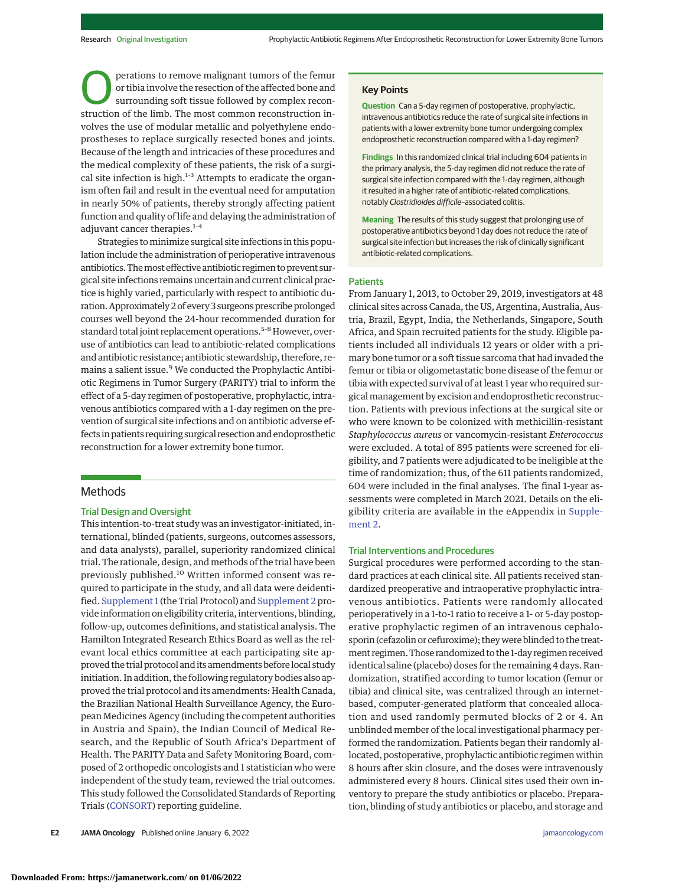Operations to remove malignant tumors of the femur or tibia involve the resection of the affected bone and surrounding soft tissue followed by complex reconstruction of the limb. The most common reconstruction involves the use of modular metallic and polyethylene endoprostheses to replace surgically resected bones and joints. Because of the length and intricacies of these procedures and the medical complexity of these patients, the risk of a surgical site infection is high.[1-3] Attempts to eradicate the organism often fail and result in the eventual need for amputation in nearly 50% of patients, thereby strongly affecting patient function and quality of life and delaying the administration of adjuvant cancer therapies.[1-4]

Strategies to minimize surgical site infections in this population include the administration of perioperative intravenous antibiotics. The most effective antibiotic regimen to prevent surgical site infections remains uncertain and current clinical practice is highly varied, particularly with respect to antibiotic duration. Approximately 2 of every 3 surgeons prescribe prolonged courses well beyond the 24-hour recommended duration for standard total joint replacement operations.[5-8] However, overuse of antibiotics can lead to antibiotic-related complications and antibiotic resistance; antibiotic stewardship, therefore, remains a salient issue.[9] We conducted the Prophylactic Antibiotic Regimens in Tumor Surgery (PARITY) trial to inform the effect of a 5-day regimen of postoperative, prophylactic, intravenous antibiotics compared with a 1-day regimen on the prevention of surgical site infections and on antibiotic adverse effects in patients requiring surgical resection and endoprosthetic reconstruction for a lower extremity bone tumor.

## Key Points

**Question** Can a 5-day regimen of postoperative, prophylactic, intravenous antibiotics reduce the rate of surgical site infections in patients with a lower extremity bone tumor undergoing complex endoprosthetic reconstruction compared with a 1-day regimen?

**Findings** In this randomized clinical trial including 604 patients in the primary analysis, the 5-day regimen did not reduce the rate of surgical site infection compared with the 1-day regimen, although it resulted in a higher rate of antibiotic-related complications, notably *Clostridioides difficile*–associated colitis.

**Meaning** The results of this study suggest that prolonging use of postoperative antibiotics beyond 1 day does not reduce the rate of surgical site infection but increases the risk of clinically significant antibiotic-related complications.

## Methods

### Trial Design and Oversight

This intention-to-treat study was an investigator-initiated, international, blinded (patients, surgeons, outcomes assessors, and data analysts), parallel, superiority randomized clinical trial. The rationale, design, and methods of the trial have been previously published.[10] Written informed consent was required to participate in the study, and all data were deidentified. Supplement 1 (the Trial Protocol) and Supplement 2 provide information on eligibility criteria, interventions, blinding, follow-up, outcomes definitions, and statistical analysis. The Hamilton Integrated Research Ethics Board as well as the relevant local ethics committee at each participating site approved the trial protocol and its amendments before local study initiation. In addition, the following regulatory bodies also approved the trial protocol and its amendments: Health Canada, the Brazilian National Health Surveillance Agency, the European Medicines Agency (including the competent authorities in Austria and Spain), the Indian Council of Medical Research, and the Republic of South Africa's Department of Health. The PARITY Data and Safety Monitoring Board, composed of 2 orthopedic oncologists and 1 statistician who were independent of the study team, reviewed the trial outcomes. This study followed the Consolidated Standards of Reporting Trials (CONSORT) reporting guideline.

### Patients

From January 1, 2013, to October 29, 2019, investigators at 48 clinical sites across Canada, the US, Argentina, Australia, Austria, Brazil, Egypt, India, the Netherlands, Singapore, South Africa, and Spain recruited patients for the study. Eligible patients included all individuals 12 years or older with a primary bone tumor or a soft tissue sarcoma that had invaded the femur or tibia or oligometastatic bone disease of the femur or tibia with expected survival of at least 1 year who required surgical management by excision and endoprosthetic reconstruction. Patients with previous infections at the surgical site or who were known to be colonized with methicillin-resistant *Staphylococcus aureus* or vancomycin-resistant *Enterococcus* were excluded. A total of 895 patients were screened for eligibility, and 7 patients were adjudicated to be ineligible at the time of randomization; thus, of the 611 patients randomized, 604 were included in the final analyses. The final 1-year assessments were completed in March 2021. Details on the eligibility criteria are available in the eAppendix in Supplement 2.

### Trial Interventions and Procedures

Surgical procedures were performed according to the standard practices at each clinical site. All patients received standardized preoperative and intraoperative prophylactic intravenous antibiotics. Patients were randomly allocated perioperatively in a 1-to-1 ratio to receive a 1- or 5-day postoperative prophylactic regimen of an intravenous cephalosporin (cefazolin or cefuroxime); they were blinded to the treatment regimen. Those randomized to the 1-day regimen received identical saline (placebo) doses for the remaining 4 days. Randomization, stratified according to tumor location (femur or tibia) and clinical site, was centralized through an internet-based, computer-generated platform that concealed allocation and used randomly permuted blocks of 2 or 4. An unblinded member of the local investigational pharmacy performed the randomization. Patients began their randomly allocated, postoperative, prophylactic antibiotic regimen within 8 hours after skin closure, and the doses were intravenously administered every 8 hours. Clinical sites used their own inventory to prepare the study antibiotics or placebo. Preparation, blinding of study antibiotics or placebo, and storage and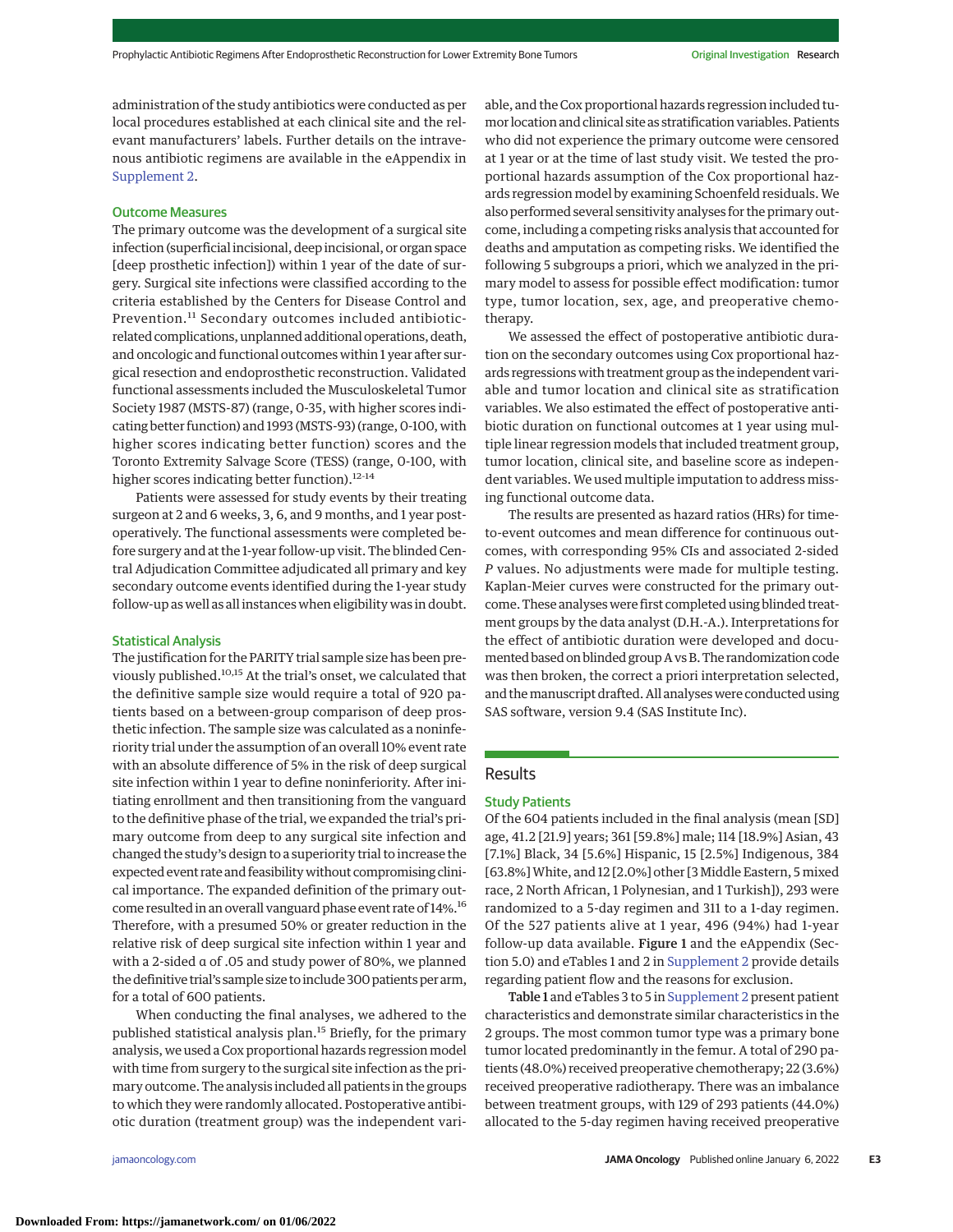administration of the study antibiotics were conducted as per local procedures established at each clinical site and the relevant manufacturers' labels. Further details on the intravenous antibiotic regimens are available in the eAppendix in Supplement 2.

### Outcome Measures

The primary outcome was the development of a surgical site infection (superficial incisional, deep incisional, or organ space [deep prosthetic infection]) within 1 year of the date of surgery. Surgical site infections were classified according to the criteria established by the Centers for Disease Control and Prevention.[11] Secondary outcomes included antibiotic-related complications, unplanned additional operations, death, and oncologic and functional outcomes within 1 year after surgical resection and endoprosthetic reconstruction. Validated functional assessments included the Musculoskeletal Tumor Society 1987 (MSTS-87) (range, 0-35, with higher scores indicating better function) and 1993 (MSTS-93) (range, 0-100, with higher scores indicating better function) scores and the Toronto Extremity Salvage Score (TESS) (range, 0-100, with higher scores indicating better function).[12-14]

Patients were assessed for study events by their treating surgeon at 2 and 6 weeks, 3, 6, and 9 months, and 1 year postoperatively. The functional assessments were completed before surgery and at the 1-year follow-up visit. The blinded Central Adjudication Committee adjudicated all primary and key secondary outcome events identified during the 1-year study follow-up as well as all instances when eligibility was in doubt.

### Statistical Analysis

The justification for the PARITY trial sample size has been previously published.[10,15] At the trial's onset, we calculated that the definitive sample size would require a total of 920 patients based on a between-group comparison of deep prosthetic infection. The sample size was calculated as a noninferiority trial under the assumption of an overall 10% event rate with an absolute difference of 5% in the risk of deep surgical site infection within 1 year to define noninferiority. After initiating enrollment and then transitioning from the vanguard to the definitive phase of the trial, we expanded the trial's primary outcome from deep to any surgical site infection and changed the study's design to a superiority trial to increase the expected event rate and feasibility without compromising clinical importance. The expanded definition of the primary outcome resulted in an overall vanguard phase event rate of 14%.[16] Therefore, with a presumed 50% or greater reduction in the relative risk of deep surgical site infection within 1 year and with a 2-sided α of .05 and study power of 80%, we planned the definitive trial's sample size to include 300 patients per arm, for a total of 600 patients.

When conducting the final analyses, we adhered to the published statistical analysis plan.[15] Briefly, for the primary analysis, we used a Cox proportional hazards regression model with time from surgery to the surgical site infection as the primary outcome. The analysis included all patients in the groups to which they were randomly allocated. Postoperative antibiotic duration (treatment group) was the independent variable, and the Cox proportional hazards regression included tumor location and clinical site as stratification variables. Patients who did not experience the primary outcome were censored at 1 year or at the time of last study visit. We tested the proportional hazards assumption of the Cox proportional hazards regression model by examining Schoenfeld residuals. We also performed several sensitivity analyses for the primary outcome, including a competing risks analysis that accounted for deaths and amputation as competing risks. We identified the following 5 subgroups a priori, which we analyzed in the primary model to assess for possible effect modification: tumor type, tumor location, sex, age, and preoperative chemotherapy.

We assessed the effect of postoperative antibiotic duration on the secondary outcomes using Cox proportional hazards regressions with treatment group as the independent variable and tumor location and clinical site as stratification variables. We also estimated the effect of postoperative antibiotic duration on functional outcomes at 1 year using multiple linear regression models that included treatment group, tumor location, clinical site, and baseline score as independent variables. We used multiple imputation to address missing functional outcome data.

The results are presented as hazard ratios (HRs) for time-to-event outcomes and mean difference for continuous outcomes, with corresponding 95% CIs and associated 2-sided *P* values. No adjustments were made for multiple testing. Kaplan-Meier curves were constructed for the primary outcome. These analyses were first completed using blinded treatment groups by the data analyst (D.H.-A.). Interpretations for the effect of antibiotic duration were developed and documented based on blinded group A vs B. The randomization code was then broken, the correct a priori interpretation selected, and the manuscript drafted. All analyses were conducted using SAS software, version 9.4 (SAS Institute Inc).

## Results

### Study Patients

Of the 604 patients included in the final analysis (mean [SD] age, 41.2 [21.9] years; 361 [59.8%] male; 114 [18.9%] Asian, 43 [7.1%] Black, 34 [5.6%] Hispanic, 15 [2.5%] Indigenous, 384 [63.8%] White, and 12 [2.0%] other [3 Middle Eastern, 5 mixed race, 2 North African, 1 Polynesian, and 1 Turkish]), 293 were randomized to a 5-day regimen and 311 to a 1-day regimen. Of the 527 patients alive at 1 year, 496 (94%) had 1-year follow-up data available. **Figure 1** and the eAppendix (Section 5.0) and eTables 1 and 2 in Supplement 2 provide details regarding patient flow and the reasons for exclusion.

**Table 1** and eTables 3 to 5 in Supplement 2 present patient characteristics and demonstrate similar characteristics in the 2 groups. The most common tumor type was a primary bone tumor located predominantly in the femur. A total of 290 patients (48.0%) received preoperative chemotherapy; 22 (3.6%) received preoperative radiotherapy. There was an imbalance between treatment groups, with 129 of 293 patients (44.0%) allocated to the 5-day regimen having received preoperative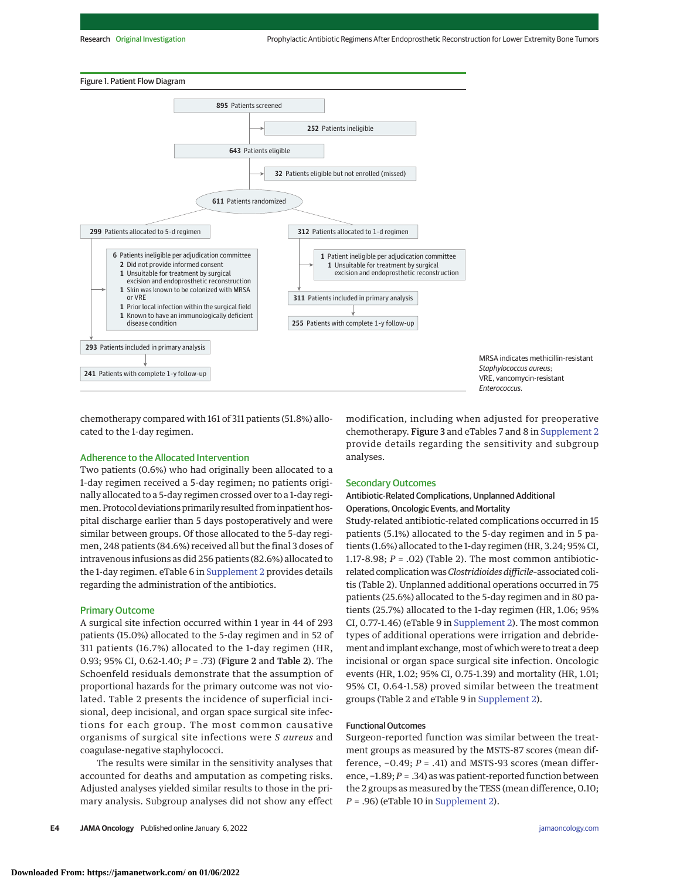Figure 1. Patient Flow Diagram

895 Patients screened

252 Patients ineligible

643 Patients eligible

32 Patients eligible but not enrolled (missed)

611 Patients randomized

299 Patients allocated to 5-d regimen

6 Patients ineligible per adjudication committee
2 Did not provide informed consent
1 Unsuitable for treatment by surgical excision and endoprosthetic reconstruction
1 Skin was known to be colonized with MRSA or VRE
1 Prior local infection within the surgical field
1 Known to have an immunologically deficient disease condition

293 Patients included in primary analysis

241 Patients with complete 1-y follow-up

312 Patients allocated to 1-d regimen

1 Patient ineligible per adjudication committee
1 Unsuitable for treatment by surgical excision and endoprosthetic reconstruction

311 Patients included in primary analysis

255 Patients with complete 1-y follow-up

MRSA indicates methicillin-resistant *Staphylococcus aureus*; VRE, vancomycin-resistant *Enterococcus*.

chemotherapy compared with 161 of 311 patients (51.8%) allocated to the 1-day regimen.

## Adherence to the Allocated Intervention

Two patients (0.6%) who had originally been allocated to a 1-day regimen received a 5-day regimen; no patients originally allocated to a 5-day regimen crossed over to a 1-day regimen. Protocol deviations primarily resulted from inpatient hospital discharge earlier than 5 days postoperatively and were similar between groups. Of those allocated to the 5-day regimen, 248 patients (84.6%) received all but the final 3 doses of intravenous infusions as did 256 patients (82.6%) allocated to the 1-day regimen. eTable 6 in Supplement 2 provides details regarding the administration of the antibiotics.

## Primary Outcome

A surgical site infection occurred within 1 year in 44 of 293 patients (15.0%) allocated to the 5-day regimen and in 52 of 311 patients (16.7%) allocated to the 1-day regimen (HR, 0.93; 95% CI, 0.62-1.40; $P = .73$) (**Figure 2** and **Table 2**). The Schoenfeld residuals demonstrate that the assumption of proportional hazards for the primary outcome was not violated. Table 2 presents the incidence of superficial incisional, deep incisional, and organ space surgical site infections for each group. The most common causative organisms of surgical site infections were *S aureus* and coagulase-negative staphylococci.

The results were similar in the sensitivity analyses that accounted for deaths and amputation as competing risks. Adjusted analyses yielded similar results to those in the primary analysis. Subgroup analyses did not show any effect modification, including when adjusted for preoperative chemotherapy. **Figure 3** and eTables 7 and 8 in Supplement 2 provide details regarding the sensitivity and subgroup analyses.

## Secondary Outcomes

### Antibiotic-Related Complications, Unplanned Additional Operations, Oncologic Events, and Mortality

Study-related antibiotic-related complications occurred in 15 patients (5.1%) allocated to the 5-day regimen and in 5 patients (1.6%) allocated to the 1-day regimen (HR, 3.24; 95% CI, 1.17-8.98; $P = .02$) (Table 2). The most common antibiotic-related complication was *Clostridioides difficile*-associated colitis (Table 2). Unplanned additional operations occurred in 75 patients (25.6%) allocated to the 5-day regimen and in 80 patients (25.7%) allocated to the 1-day regimen (HR, 1.06; 95% CI, 0.77-1.46) (eTable 9 in Supplement 2). The most common types of additional operations were irrigation and debridement and implant exchange, most of which were to treat a deep incisional or organ space surgical site infection. Oncologic events (HR, 1.02; 95% CI, 0.75-1.39) and mortality (HR, 1.01; 95% CI, 0.64-1.58) proved similar between the treatment groups (Table 2 and eTable 9 in Supplement 2).

### Functional Outcomes

Surgeon-reported function was similar between the treatment groups as measured by the MSTS-87 scores (mean difference, −0.49; $P = .41$) and MSTS-93 scores (mean difference, −1.89; $P = .34$) as was patient-reported function between the 2 groups as measured by the TESS (mean difference, 0.10; $P = .96$) (eTable 10 in Supplement 2).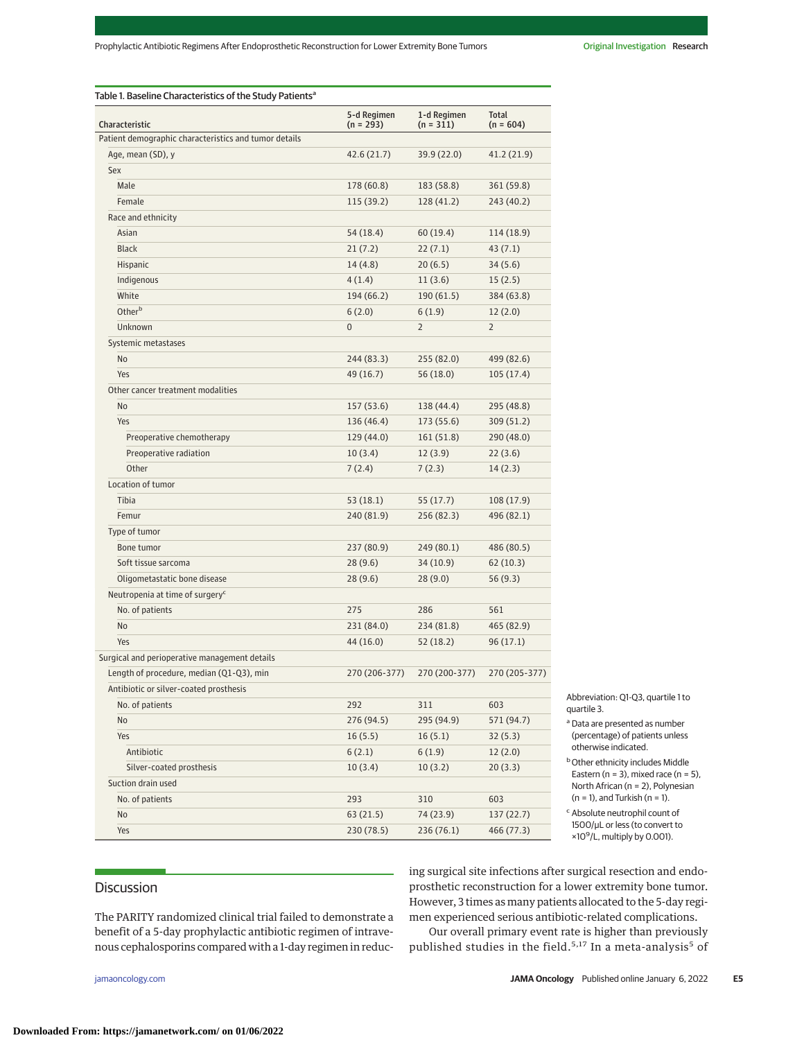Table 1. Baseline Characteristics of the Study Patients[a]

| Characteristic | 5-d Regimen (n = 293) | 1-d Regimen (n = 311) | Total (n = 604) |
|---|---|---|---|
| Patient demographic characteristics and tumor details | | | |
| Age, mean (SD), y | 42.6 (21.7) | 39.9 (22.0) | 41.2 (21.9) |
| Sex | | | |
| Male | 178 (60.8) | 183 (58.8) | 361 (59.8) |
| Female | 115 (39.2) | 128 (41.2) | 243 (40.2) |
| Race and ethnicity | | | |
| Asian | 54 (18.4) | 60 (19.4) | 114 (18.9) |
| Black | 21 (7.2) | 22 (7.1) | 43 (7.1) |
| Hispanic | 14 (4.8) | 20 (6.5) | 34 (5.6) |
| Indigenous | 4 (1.4) | 11 (3.6) | 15 (2.5) |
| White | 194 (66.2) | 190 (61.5) | 384 (63.8) |
| Other[b] | 6 (2.0) | 6 (1.9) | 12 (2.0) |
| Unknown | 0 | 2 | 2 |
| Systemic metastases | | | |
| No | 244 (83.3) | 255 (82.0) | 499 (82.6) |
| Yes | 49 (16.7) | 56 (18.0) | 105 (17.4) |
| Other cancer treatment modalities | | | |
| No | 157 (53.6) | 138 (44.4) | 295 (48.8) |
| Yes | 136 (46.4) | 173 (55.6) | 309 (51.2) |
| Preoperative chemotherapy | 129 (44.0) | 161 (51.8) | 290 (48.0) |
| Preoperative radiation | 10 (3.4) | 12 (3.9) | 22 (3.6) |
| Other | 7 (2.4) | 7 (2.3) | 14 (2.3) |
| Location of tumor | | | |
| Tibia | 53 (18.1) | 55 (17.7) | 108 (17.9) |
| Femur | 240 (81.9) | 256 (82.3) | 496 (82.1) |
| Type of tumor | | | |
| Bone tumor | 237 (80.9) | 249 (80.1) | 486 (80.5) |
| Soft tissue sarcoma | 28 (9.6) | 34 (10.9) | 62 (10.3) |
| Oligometastatic bone disease | 28 (9.6) | 28 (9.0) | 56 (9.3) |
| Neutropenia at time of surgery[c] | | | |
| No. of patients | 275 | 286 | 561 |
| No | 231 (84.0) | 234 (81.8) | 465 (82.9) |
| Yes | 44 (16.0) | 52 (18.2) | 96 (17.1) |
| Surgical and perioperative management details | | | |
| Length of procedure, median (Q1-Q3), min | 270 (206-377) | 270 (200-377) | 270 (205-377) |
| Antibiotic or silver-coated prosthesis | | | |
| No. of patients | 292 | 311 | 603 |
| No | 276 (94.5) | 295 (94.9) | 571 (94.7) |
| Yes | 16 (5.5) | 16 (5.1) | 32 (5.3) |
| Antibiotic | 6 (2.1) | 6 (1.9) | 12 (2.0) |
| Silver-coated prosthesis | 10 (3.4) | 10 (3.2) | 20 (3.3) |
| Suction drain used | | | |
| No. of patients | 293 | 310 | 603 |
| No | 63 (21.5) | 74 (23.9) | 137 (22.7) |
| Yes | 230 (78.5) | 236 (76.1) | 466 (77.3) |

Abbreviation: Q1-Q3, quartile 1 to quartile 3.

[a] Data are presented as number (percentage) of patients unless otherwise indicated.

[b] Other ethnicity includes Middle Eastern (n = 3), mixed race (n = 5), North African (n = 2), Polynesian (n = 1), and Turkish (n = 1).

[c] Absolute neutrophil count of 1500/μL or less (to convert to $\times 10^9$/L, multiply by 0.001).

## Discussion

The PARITY randomized clinical trial failed to demonstrate a benefit of a 5-day prophylactic antibiotic regimen of intravenous cephalosporins compared with a 1-day regimen in reducing surgical site infections after surgical resection and endoprosthetic reconstruction for a lower extremity bone tumor. However, 3 times as many patients allocated to the 5-day regimen experienced serious antibiotic-related complications.

Our overall primary event rate is higher than previously published studies in the field.[5,17] In a meta-analysis[5] of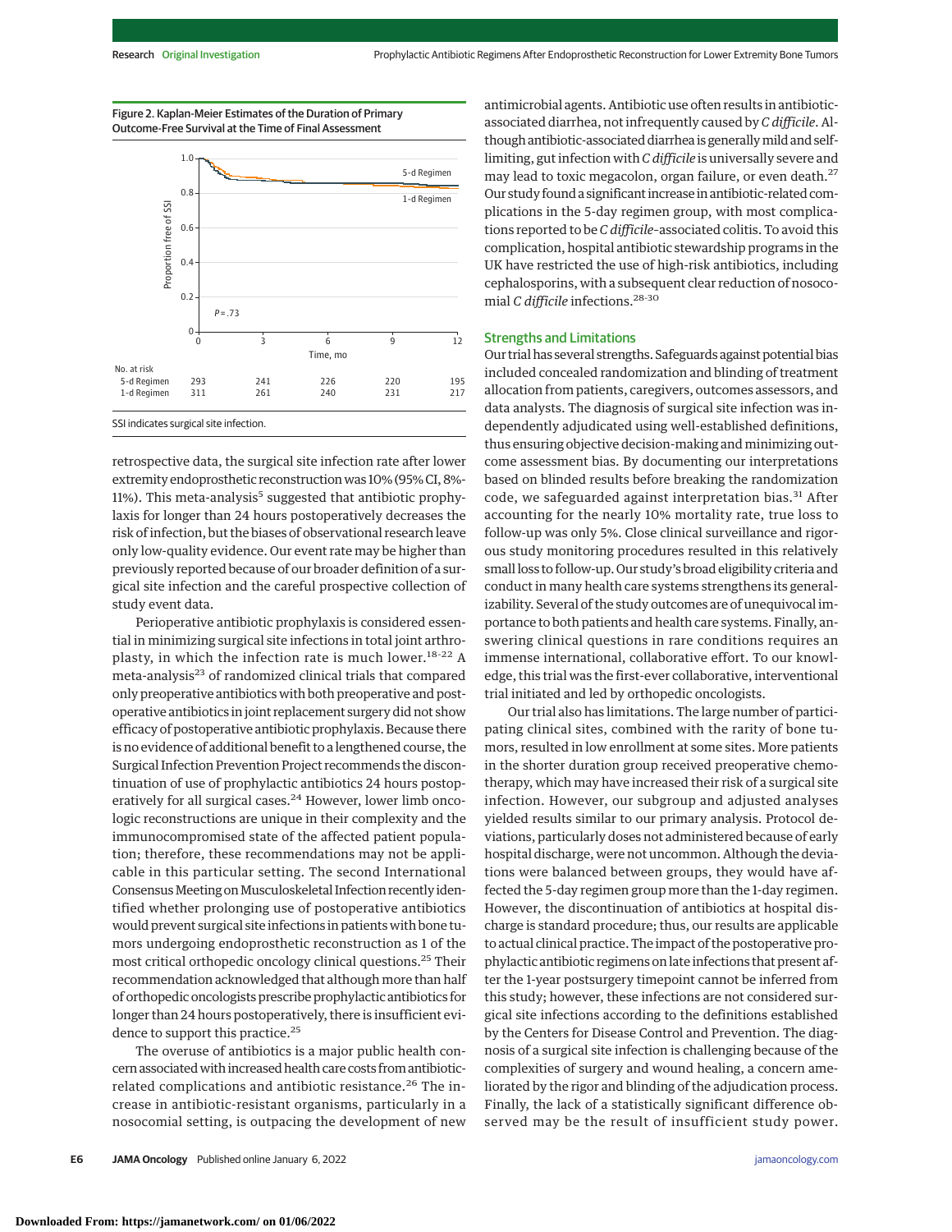Figure 2. Kaplan-Meier Estimates of the Duration of Primary Outcome-Free Survival at the Time of Final Assessment

Proportion free of SSI

1.0

0.8

0.6

0.4

0.2

0

5-d Regimen

1-d Regimen

P = .73

0 3 6 9 12

Time, mo

No. at risk

5-d Regimen 293 241 226 220 195

1-d Regimen 311 261 240 231 217

SSI indicates surgical site infection.

retrospective data, the surgical site infection rate after lower extremity endoprosthetic reconstruction was 10% (95% CI, 8%-11%). This meta-analysis[5] suggested that antibiotic prophylaxis for longer than 24 hours postoperatively decreases the risk of infection, but the biases of observational research leave only low-quality evidence. Our event rate may be higher than previously reported because of our broader definition of a surgical site infection and the careful prospective collection of study event data.

Perioperative antibiotic prophylaxis is considered essential in minimizing surgical site infections in total joint arthroplasty, in which the infection rate is much lower.[18-22] A meta-analysis[23] of randomized clinical trials that compared only preoperative antibiotics with both preoperative and postoperative antibiotics in joint replacement surgery did not show efficacy of postoperative antibiotic prophylaxis. Because there is no evidence of additional benefit to a lengthened course, the Surgical Infection Prevention Project recommends the discontinuation of use of prophylactic antibiotics 24 hours postoperatively for all surgical cases.[24] However, lower limb oncologic reconstructions are unique in their complexity and the immunocompromised state of the affected patient population; therefore, these recommendations may not be applicable in this particular setting. The second International Consensus Meeting on Musculoskeletal Infection recently identified whether prolonging use of postoperative antibiotics would prevent surgical site infections in patients with bone tumors undergoing endoprosthetic reconstruction as 1 of the most critical orthopedic oncology clinical questions.[25] Their recommendation acknowledged that although more than half of orthopedic oncologists prescribe prophylactic antibiotics for longer than 24 hours postoperatively, there is insufficient evidence to support this practice.[25]

The overuse of antibiotics is a major public health concern associated with increased health care costs from antibiotic-related complications and antibiotic resistance.[26] The increase in antibiotic-resistant organisms, particularly in a nosocomial setting, is outpacing the development of new antimicrobial agents. Antibiotic use often results in antibiotic-associated diarrhea, not infrequently caused by *C difficile*. Although antibiotic-associated diarrhea is generally mild and self-limiting, gut infection with *C difficile* is universally severe and may lead to toxic megacolon, organ failure, or even death.[27] Our study found a significant increase in antibiotic-related complications in the 5-day regimen group, with most complications reported to be *C difficile*–associated colitis. To avoid this complication, hospital antibiotic stewardship programs in the UK have restricted the use of high-risk antibiotics, including cephalosporins, with a subsequent clear reduction of nosocomial *C difficile* infections.[28-30]

## Strengths and Limitations

Our trial has several strengths. Safeguards against potential bias included concealed randomization and blinding of treatment allocation from patients, caregivers, outcomes assessors, and data analysts. The diagnosis of surgical site infection was independently adjudicated using well-established definitions, thus ensuring objective decision-making and minimizing outcome assessment bias. By documenting our interpretations based on blinded results before breaking the randomization code, we safeguarded against interpretation bias.[31] After accounting for the nearly 10% mortality rate, true loss to follow-up was only 5%. Close clinical surveillance and rigorous study monitoring procedures resulted in this relatively small loss to follow-up. Our study's broad eligibility criteria and conduct in many health care systems strengthens its generalizability. Several of the study outcomes are of unequivocal importance to both patients and health care systems. Finally, answering clinical questions in rare conditions requires an immense international, collaborative effort. To our knowledge, this trial was the first-ever collaborative, interventional trial initiated and led by orthopedic oncologists.

Our trial also has limitations. The large number of participating clinical sites, combined with the rarity of bone tumors, resulted in low enrollment at some sites. More patients in the shorter duration group received preoperative chemotherapy, which may have increased their risk of a surgical site infection. However, our subgroup and adjusted analyses yielded results similar to our primary analysis. Protocol deviations, particularly doses not administered because of early hospital discharge, were not uncommon. Although the deviations were balanced between groups, they would have affected the 5-day regimen group more than the 1-day regimen. However, the discontinuation of antibiotics at hospital discharge is standard procedure; thus, our results are applicable to actual clinical practice. The impact of the postoperative prophylactic antibiotic regimens on late infections that present after the 1-year postsurgery timepoint cannot be inferred from this study; however, these infections are not considered surgical site infections according to the definitions established by the Centers for Disease Control and Prevention. The diagnosis of a surgical site infection is challenging because of the complexities of surgery and wound healing, a concern ameliorated by the rigor and blinding of the adjudication process. Finally, the lack of a statistically significant difference observed may be the result of insufficient study power.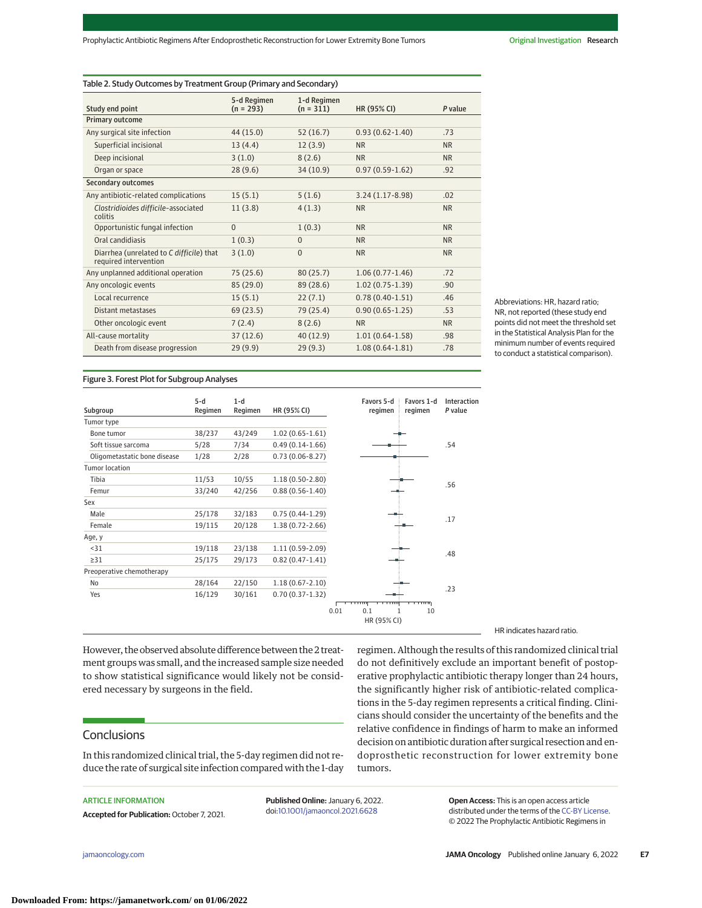Table 2. Study Outcomes by Treatment Group (Primary and Secondary)

| Study end point | 5-d Regimen (n = 293) | 1-d Regimen (n = 311) | HR (95% CI) | P value |
|---|---|---|---|---|
| **Primary outcome** | | | | |
| Any surgical site infection | 44 (15.0) | 52 (16.7) | 0.93 (0.62-1.40) | .73 |
| Superficial incisional | 13 (4.4) | 12 (3.9) | NR | NR |
| Deep incisional | 3 (1.0) | 8 (2.6) | NR | NR |
| Organ or space | 28 (9.6) | 34 (10.9) | 0.97 (0.59-1.62) | .92 |
| **Secondary outcomes** | | | | |
| Any antibiotic-related complications | 15 (5.1) | 5 (1.6) | 3.24 (1.17-8.98) | .02 |
| *Clostridioides difficile*-associated colitis | 11 (3.8) | 4 (1.3) | NR | NR |
| Opportunistic fungal infection | 0 | 1 (0.3) | NR | NR |
| Oral candidiasis | 1 (0.3) | 0 | NR | NR |
| Diarrhea (unrelated to *C difficile*) that required intervention | 3 (1.0) | 0 | NR | NR |
| Any unplanned additional operation | 75 (25.6) | 80 (25.7) | 1.06 (0.77-1.46) | .72 |
| Any oncologic events | 85 (29.0) | 89 (28.6) | 1.02 (0.75-1.39) | .90 |
| Local recurrence | 15 (5.1) | 22 (7.1) | 0.78 (0.40-1.51) | .46 |
| Distant metastases | 69 (23.5) | 79 (25.4) | 0.90 (0.65-1.25) | .53 |
| Other oncologic event | 7 (2.4) | 8 (2.6) | NR | NR |
| All-cause mortality | 37 (12.6) | 40 (12.9) | 1.01 (0.64-1.58) | .98 |
| Death from disease progression | 29 (9.9) | 29 (9.3) | 1.08 (0.64-1.81) | .78 |

Abbreviations: HR, hazard ratio; NR, not reported (these study end points did not meet the threshold set in the Statistical Analysis Plan for the minimum number of events required to conduct a statistical comparison).

Figure 3. Forest Plot for Subgroup Analyses

Subgroup | 5-d Regimen | 1-d Regimen | HR (95% CI) | Favors 5-d regimen | Favors 1-d regimen | Interaction P value

Tumor type
Bone tumor 38/237 43/249 1.02 (0.65-1.61)
Soft tissue sarcoma 5/28 7/34 0.49 (0.14-1.66)
Oligometastatic bone disease 1/28 2/28 0.73 (0.06-8.27)
.54

Tumor location
Tibia 11/53 10/55 1.18 (0.50-2.80)
Femur 33/240 42/256 0.88 (0.56-1.40)
.56

Sex
Male 25/178 32/183 0.75 (0.44-1.29)
Female 19/115 20/128 1.38 (0.72-2.66)
.17

Age, y
<31 19/118 23/138 1.11 (0.59-2.09)
≥31 25/175 29/173 0.82 (0.47-1.41)
.48

Preoperative chemotherapy
No 28/164 22/150 1.18 (0.67-2.10)
Yes 16/129 30/161 0.70 (0.37-1.32)
.23

0.01 0.1 1 10
HR (95% CI)

HR indicates hazard ratio.

However, the observed absolute difference between the 2 treatment groups was small, and the increased sample size needed to show statistical significance would likely not be considered necessary by surgeons in the field.

## Conclusions

In this randomized clinical trial, the 5-day regimen did not reduce the rate of surgical site infection compared with the 1-day regimen. Although the results of this randomized clinical trial do not definitively exclude an important benefit of postoperative prophylactic antibiotic therapy longer than 24 hours, the significantly higher risk of antibiotic-related complications in the 5-day regimen represents a critical finding. Clinicians should consider the uncertainty of the benefits and the relative confidence in findings of harm to make an informed decision on antibiotic duration after surgical resection and endoprosthetic reconstruction for lower extremity bone tumors.

ARTICLE INFORMATION

**Accepted for Publication:** October 7, 2021.

**Published Online:** January 6, 2022. doi:10.1001/jamaoncol.2021.6628

**Open Access:** This is an open access article distributed under the terms of the CC-BY License. © 2022 The Prophylactic Antibiotic Regimens in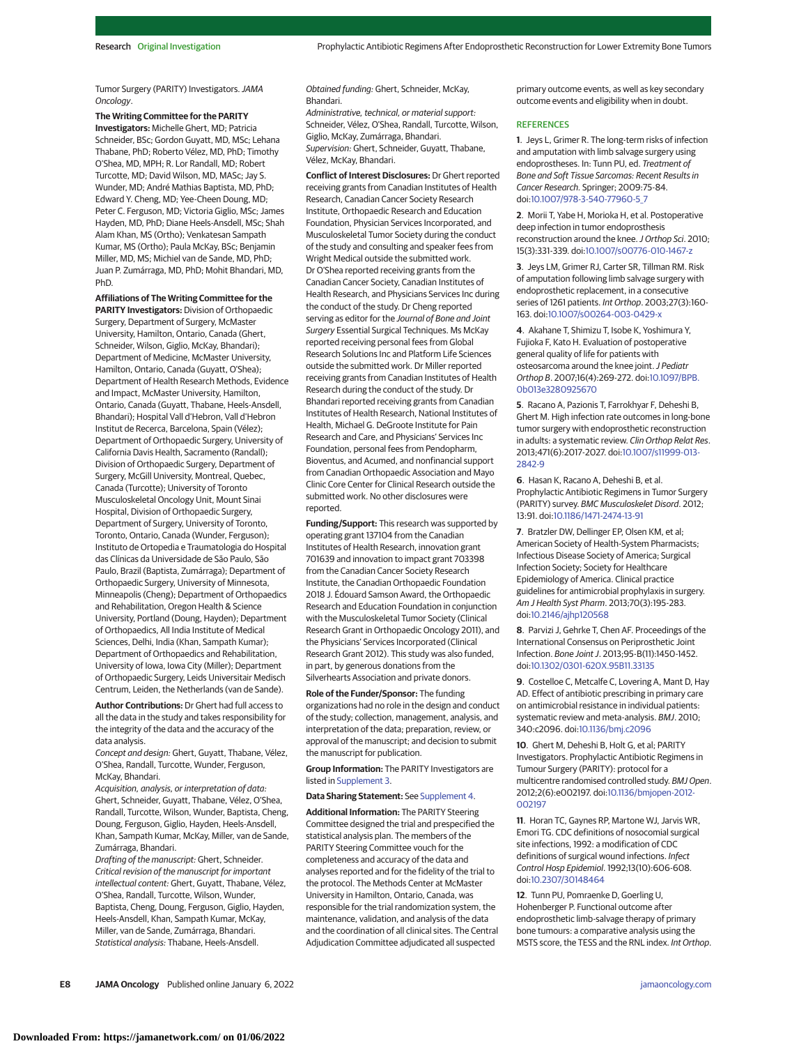Tumor Surgery (PARITY) Investigators. *JAMA Oncology*.

**The Writing Committee for the PARITY Investigators:** Michelle Ghert, MD; Patricia Schneider, BSc; Gordon Guyatt, MD, MSc; Lehana Thabane, PhD; Roberto Vélez, MD, PhD; Timothy O'Shea, MD, MPH; R. Lor Randall, MD; Robert Turcotte, MD; David Wilson, MD, MASc; Jay S. Wunder, MD; André Mathias Baptista, MD, PhD; Edward Y. Cheng, MD; Yee-Cheen Doung, MD; Peter C. Ferguson, MD; Victoria Giglio, MSc; James Hayden, MD, PhD; Diane Heels-Ansdell, MSc; Shah Alam Khan, MS (Ortho); Venkatesan Sampath Kumar, MS (Ortho); Paula McKay, BSc; Benjamin Miller, MD, MS; Michiel van de Sande, MD, PhD; Juan P. Zumárraga, MD, PhD; Mohit Bhandari, MD, PhD.

**Affiliations of The Writing Committee for the PARITY Investigators:** Division of Orthopaedic Surgery, Department of Surgery, McMaster University, Hamilton, Ontario, Canada (Ghert, Schneider, Wilson, Giglio, McKay, Bhandari); Department of Medicine, McMaster University, Hamilton, Ontario, Canada (Guyatt, O'Shea); Department of Health Research Methods, Evidence and Impact, McMaster University, Hamilton, Ontario, Canada (Guyatt, Thabane, Heels-Ansdell, Bhandari); Hospital Vall d'Hebron, Vall d'Hebron Institut de Recerca, Barcelona, Spain (Vélez); Department of Orthopaedic Surgery, University of California Davis Health, Sacramento (Randall); Division of Orthopaedic Surgery, Department of Surgery, McGill University, Montreal, Quebec, Canada (Turcotte); University of Toronto Musculoskeletal Oncology Unit, Mount Sinai Hospital, Division of Orthopaedic Surgery, Department of Surgery, University of Toronto, Toronto, Ontario, Canada (Wunder, Ferguson); Instituto de Ortopedia e Traumatologia do Hospital das Clínicas da Universidade de São Paulo, São Paulo, Brazil (Baptista, Zumárraga); Department of Orthopaedic Surgery, University of Minnesota, Minneapolis (Cheng); Department of Orthopaedics and Rehabilitation, Oregon Health & Science University, Portland (Doung, Hayden); Department of Orthopaedics, All India Institute of Medical Sciences, Delhi, India (Khan, Sampath Kumar); Department of Orthopaedics and Rehabilitation, University of Iowa, Iowa City (Miller); Department of Orthopaedic Surgery, Leids Universitair Medisch Centrum, Leiden, the Netherlands (van de Sande).

**Author Contributions:** Dr Ghert had full access to all the data in the study and takes responsibility for the integrity of the data and the accuracy of the data analysis.
*Concept and design:* Ghert, Guyatt, Thabane, Vélez, O'Shea, Randall, Turcotte, Wunder, Ferguson, McKay, Bhandari.
*Acquisition, analysis, or interpretation of data:* Ghert, Schneider, Guyatt, Thabane, Vélez, O'Shea, Randall, Turcotte, Wilson, Wunder, Baptista, Cheng, Doung, Ferguson, Giglio, Hayden, Heels-Ansdell, Khan, Sampath Kumar, McKay, Miller, van de Sande, Zumárraga, Bhandari.
*Drafting of the manuscript:* Ghert, Schneider.
*Critical revision of the manuscript for important intellectual content:* Ghert, Guyatt, Thabane, Vélez, O'Shea, Randall, Turcotte, Wilson, Wunder, Baptista, Cheng, Doung, Ferguson, Giglio, Hayden, Heels-Ansdell, Khan, Sampath Kumar, McKay, Miller, van de Sande, Zumárraga, Bhandari.
*Statistical analysis:* Thabane, Heels-Ansdell.
*Obtained funding:* Ghert, Schneider, McKay, Bhandari.
*Administrative, technical, or material support:* Schneider, Vélez, O'Shea, Randall, Turcotte, Wilson, Giglio, McKay, Zumárraga, Bhandari.
*Supervision:* Ghert, Schneider, Guyatt, Thabane, Vélez, McKay, Bhandari.

**Conflict of Interest Disclosures:** Dr Ghert reported receiving grants from Canadian Institutes of Health Research, Canadian Cancer Society Research Institute, Orthopaedic Research and Education Foundation, Physician Services Incorporated, and Musculoskeletal Tumor Society during the conduct of the study and consulting and speaker fees from Wright Medical outside the submitted work. Dr O'Shea reported receiving grants from the Canadian Cancer Society, Canadian Institutes of Health Research, and Physicians Services Inc during the conduct of the study. Dr Cheng reported serving as editor for the *Journal of Bone and Joint Surgery* Essential Surgical Techniques. Ms McKay reported receiving personal fees from Global Research Solutions Inc and Platform Life Sciences outside the submitted work. Dr Miller reported receiving grants from Canadian Institutes of Health Research during the conduct of the study. Dr Bhandari reported receiving grants from Canadian Institutes of Health Research, National Institutes of Health, Michael G. DeGroote Institute for Pain Research and Care, and Physicians' Services Inc Foundation, personal fees from Pendopharm, Bioventus, and Acumed, and nonfinancial support from Canadian Orthopaedic Association and Mayo Clinic Core Center for Clinical Research outside the submitted work. No other disclosures were reported.

**Funding/Support:** This research was supported by operating grant 137104 from the Canadian Institutes of Health Research, innovation grant 701639 and innovation to impact grant 703398 from the Canadian Cancer Society Research Institute, the Canadian Orthopaedic Foundation 2018 J. Édouard Samson Award, the Orthopaedic Research and Education Foundation in conjunction with the Musculoskeletal Tumor Society (Clinical Research Grant in Orthopaedic Oncology 2011), and the Physicians' Services Incorporated (Clinical Research Grant 2012). This study was also funded, in part, by generous donations from the Silverhearts Association and private donors.

**Role of the Funder/Sponsor:** The funding organizations had no role in the design and conduct of the study; collection, management, analysis, and interpretation of the data; preparation, review, or approval of the manuscript; and decision to submit the manuscript for publication.

**Group Information:** The PARITY Investigators are listed in Supplement 3.

**Data Sharing Statement:** See Supplement 4.

**Additional Information:** The PARITY Steering Committee designed the trial and prespecified the statistical analysis plan. The members of the PARITY Steering Committee vouch for the completeness and accuracy of the data and analyses reported and for the fidelity of the trial to the protocol. The Methods Center at McMaster University in Hamilton, Ontario, Canada, was responsible for the trial randomization system, the maintenance, validation, and analysis of the data and the coordination of all clinical sites. The Central Adjudication Committee adjudicated all suspected primary outcome events, as well as key secondary outcome events and eligibility when in doubt.

## REFERENCES

1. Jeys L, Grimer R. The long-term risks of infection and amputation with limb salvage surgery using endoprostheses. In: Tunn PU, ed. *Treatment of Bone and Soft Tissue Sarcomas: Recent Results in Cancer Research*. Springer; 2009:75-84. doi:10.1007/978-3-540-77960-5_7

2. Morii T, Yabe H, Morioka H, et al. Postoperative deep infection in tumor endoprosthesis reconstruction around the knee. *J Orthop Sci*. 2010; 15(3):331-339. doi:10.1007/s00776-010-1467-z

3. Jeys LM, Grimer RJ, Carter SR, Tillman RM. Risk of amputation following limb salvage surgery with endoprosthetic replacement, in a consecutive series of 1261 patients. *Int Orthop*. 2003;27(3):160-163. doi:10.1007/s00264-003-0429-x

4. Akahane T, Shimizu T, Isobe K, Yoshimura Y, Fujioka F, Kato H. Evaluation of postoperative general quality of life for patients with osteosarcoma around the knee joint. *J Pediatr Orthop B*. 2007;16(4):269-272. doi:10.1097/BPB.0b013e3280925670

5. Racano A, Pazionis T, Farrokhyar F, Deheshi B, Ghert M. High infection rate outcomes in long-bone tumor surgery with endoprosthetic reconstruction in adults: a systematic review. *Clin Orthop Relat Res*. 2013;471(6):2017-2027. doi:10.1007/s11999-013-2842-9

6. Hasan K, Racano A, Deheshi B, et al. Prophylactic Antibiotic Regimens in Tumor Surgery (PARITY) survey. *BMC Musculoskelet Disord*. 2012; 13:91. doi:10.1186/1471-2474-13-91

7. Bratzler DW, Dellinger EP, Olsen KM, et al; American Society of Health-System Pharmacists; Infectious Disease Society of America; Surgical Infection Society; Society for Healthcare Epidemiology of America. Clinical practice guidelines for antimicrobial prophylaxis in surgery. *Am J Health Syst Pharm*. 2013;70(3):195-283. doi:10.2146/ajhp120568

8. Parvizi J, Gehrke T, Chen AF. Proceedings of the International Consensus on Periprosthetic Joint Infection. *Bone Joint J*. 2013;95-B(11):1450-1452. doi:10.1302/0301-620X.95B11.33135

9. Costelloe C, Metcalfe C, Lovering A, Mant D, Hay AD. Effect of antibiotic prescribing in primary care on antimicrobial resistance in individual patients: systematic review and meta-analysis. *BMJ*. 2010; 340:c2096. doi:10.1136/bmj.c2096

10. Ghert M, Deheshi B, Holt G, et al; PARITY Investigators. Prophylactic Antibiotic Regimens in Tumour Surgery (PARITY): protocol for a multicentre randomised controlled study. *BMJ Open*. 2012;2(6):e002197. doi:10.1136/bmjopen-2012-002197

11. Horan TC, Gaynes RP, Martone WJ, Jarvis WR, Emori TG. CDC definitions of nosocomial surgical site infections, 1992: a modification of CDC definitions of surgical wound infections. *Infect Control Hosp Epidemiol*. 1992;13(10):606-608. doi:10.2307/30148464

12. Tunn PU, Pomraenke D, Goerling U, Hohenberger P. Functional outcome after endoprosthetic limb-salvage therapy of primary bone tumours: a comparative analysis using the MSTS score, the TESS and the RNL index. *Int Orthop*.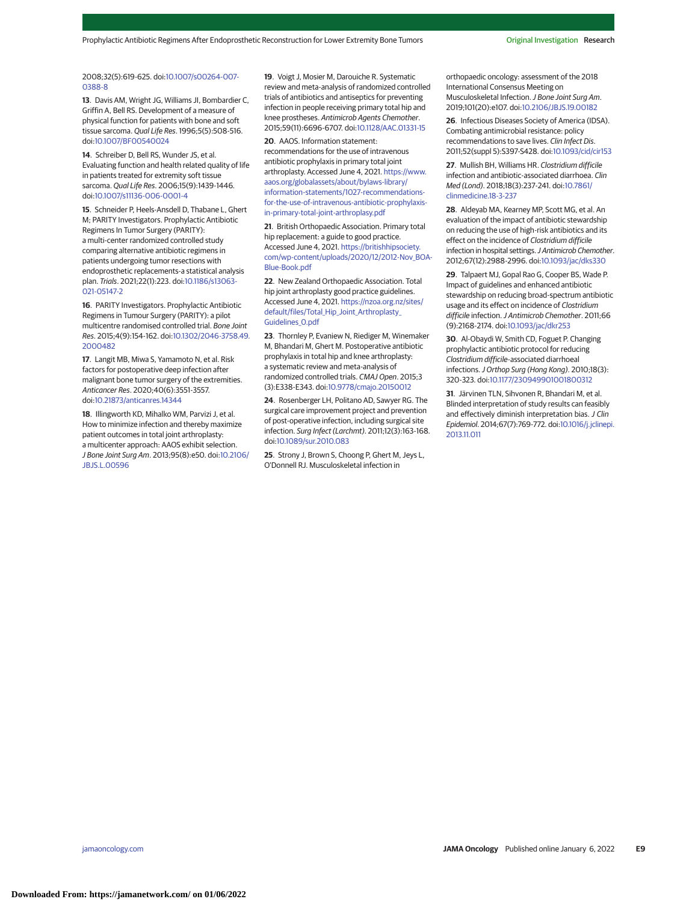2008;32(5):619-625. doi:10.1007/s00264-007-0388-8

13. Davis AM, Wright JG, Williams JI, Bombardier C, Griffin A, Bell RS. Development of a measure of physical function for patients with bone and soft tissue sarcoma. *Qual Life Res*. 1996;5(5):508-516. doi:10.1007/BF00540024

14. Schreiber D, Bell RS, Wunder JS, et al. Evaluating function and health related quality of life in patients treated for extremity soft tissue sarcoma. *Qual Life Res*. 2006;15(9):1439-1446. doi:10.1007/s11136-006-0001-4

15. Schneider P, Heels-Ansdell D, Thabane L, Ghert M; PARITY Investigators. Prophylactic Antibiotic Regimens In Tumor Surgery (PARITY): a multi-center randomized controlled study comparing alternative antibiotic regimens in patients undergoing tumor resections with endoprosthetic replacements-a statistical analysis plan. *Trials*. 2021;22(1):223. doi:10.1186/s13063-021-05147-2

16. PARITY Investigators. Prophylactic Antibiotic Regimens in Tumour Surgery (PARITY): a pilot multicentre randomised controlled trial. *Bone Joint Res*. 2015;4(9):154-162. doi:10.1302/2046-3758.49.2000482

17. Langit MB, Miwa S, Yamamoto N, et al. Risk factors for postoperative deep infection after malignant bone tumor surgery of the extremities. *Anticancer Res*. 2020;40(6):3551-3557. doi:10.21873/anticanres.14344

18. Illingworth KD, Mihalko WM, Parvizi J, et al. How to minimize infection and thereby maximize patient outcomes in total joint arthroplasty: a multicenter approach: AAOS exhibit selection. *J Bone Joint Surg Am*. 2013;95(8):e50. doi:10.2106/JBJS.L.00596

19. Voigt J, Mosier M, Darouiche R. Systematic review and meta-analysis of randomized controlled trials of antibiotics and antiseptics for preventing infection in people receiving primary total hip and knee prostheses. *Antimicrob Agents Chemother*. 2015;59(11):6696-6707. doi:10.1128/AAC.01331-15

20. AAOS. Information statement: recommendations for the use of intravenous antibiotic prophylaxis in primary total joint arthroplasty. Accessed June 4, 2021. https://www.aaos.org/globalassets/about/bylaws-library/information-statements/1027-recommendations-for-the-use-of-intravenous-antibiotic-prophylaxis-in-primary-total-joint-arthroplasy.pdf

21. British Orthopaedic Association. Primary total hip replacement: a guide to good practice. Accessed June 4, 2021. https://britishhipsociety.com/wp-content/uploads/2020/12/2012-Nov_BOA-Blue-Book.pdf

22. New Zealand Orthopaedic Association. Total hip joint arthroplasty good practice guidelines. Accessed June 4, 2021. https://nzoa.org.nz/sites/default/files/Total_Hip_Joint_Arthroplasty_Guidelines_0.pdf

23. Thornley P, Evaniew N, Riediger M, Winemaker M, Bhandari M, Ghert M. Postoperative antibiotic prophylaxis in total hip and knee arthroplasty: a systematic review and meta-analysis of randomized controlled trials. *CMAJ Open*. 2015;3(3):E338-E343. doi:10.9778/cmajo.20150012

24. Rosenberger LH, Politano AD, Sawyer RG. The surgical care improvement project and prevention of post-operative infection, including surgical site infection. *Surg Infect (Larchmt)*. 2011;12(3):163-168. doi:10.1089/sur.2010.083

25. Strony J, Brown S, Choong P, Ghert M, Jeys L, O'Donnell RJ. Musculoskeletal infection in orthopaedic oncology: assessment of the 2018 International Consensus Meeting on Musculoskeletal Infection. *J Bone Joint Surg Am*. 2019;101(20):e107. doi:10.2106/JBJS.19.00182

26. Infectious Diseases Society of America (IDSA). Combating antimicrobial resistance: policy recommendations to save lives. *Clin Infect Dis*. 2011;52(suppl 5):S397-S428. doi:10.1093/cid/cir153

27. Mullish BH, Williams HR. *Clostridium difficile* infection and antibiotic-associated diarrhoea. *Clin Med (Lond)*. 2018;18(3):237-241. doi:10.7861/clinmedicine.18-3-237

28. Aldeyab MA, Kearney MP, Scott MG, et al. An evaluation of the impact of antibiotic stewardship on reducing the use of high-risk antibiotics and its effect on the incidence of *Clostridium difficile* infection in hospital settings. *J Antimicrob Chemother*. 2012;67(12):2988-2996. doi:10.1093/jac/dks330

29. Talpaert MJ, Gopal Rao G, Cooper BS, Wade P. Impact of guidelines and enhanced antibiotic stewardship on reducing broad-spectrum antibiotic usage and its effect on incidence of *Clostridium difficile* infection. *J Antimicrob Chemother*. 2011;66(9):2168-2174. doi:10.1093/jac/dkr253

30. Al-Obaydi W, Smith CD, Foguet P. Changing prophylactic antibiotic protocol for reducing *Clostridium difficile*-associated diarrhoeal infections. *J Orthop Surg (Hong Kong)*. 2010;18(3):320-323. doi:10.1177/230949901001800312

31. Järvinen TLN, Sihvonen R, Bhandari M, et al. Blinded interpretation of study results can feasibly and effectively diminish interpretation bias. *J Clin Epidemiol*. 2014;67(7):769-772. doi:10.1016/j.jclinepi.2013.11.011